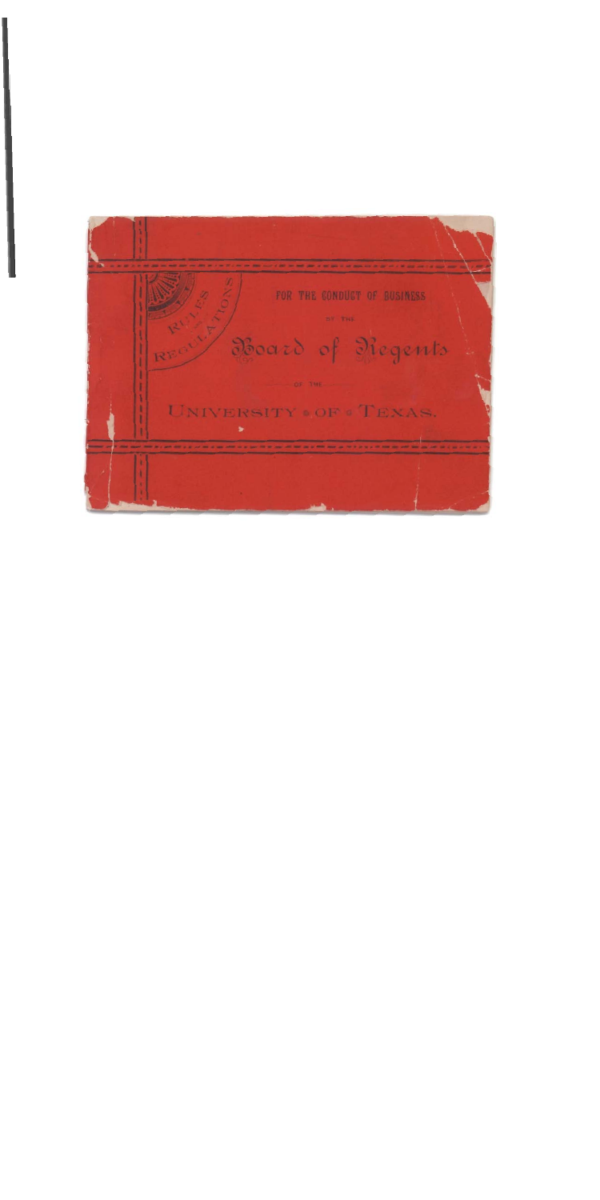# Rules and Regulations

FOR THE CONDUCT OF BUSINESS

OF THE

## Board of Regents

OF THE

## UNIVERSITY OF TEXAS.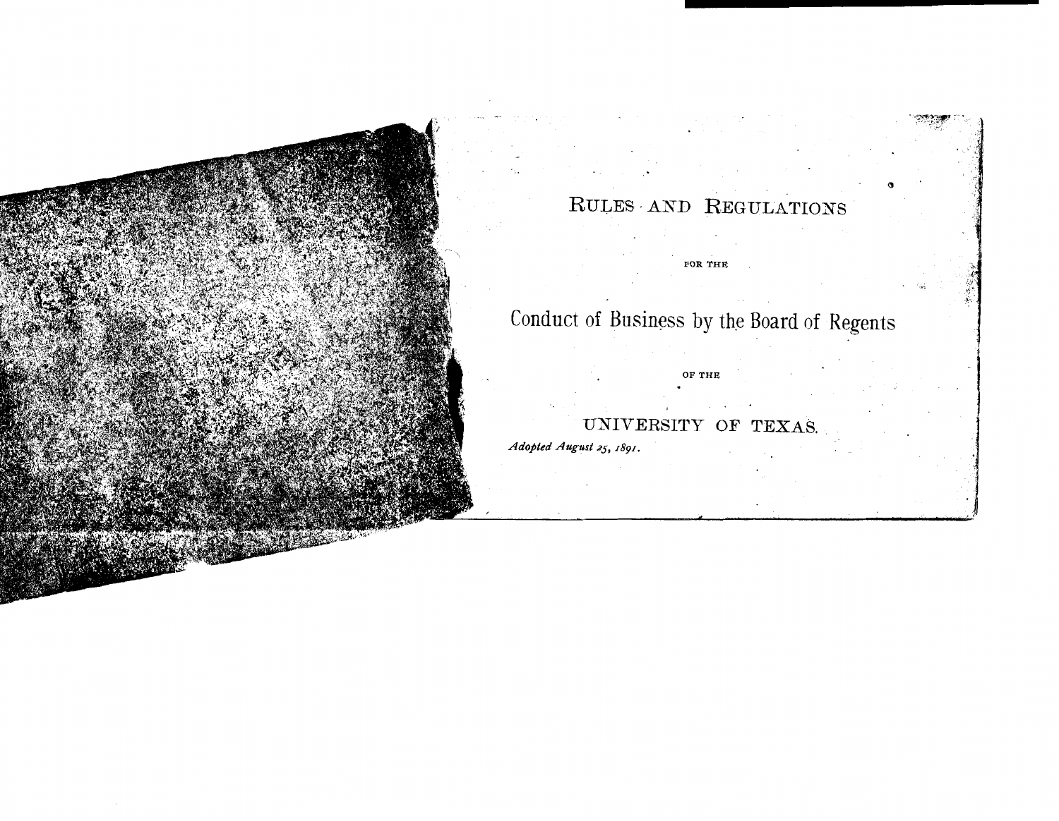# Rules and Regulations

for the

## Conduct of Business by the Board of Regents

of the

## University of Texas.

*Adopted August 25, 1891.*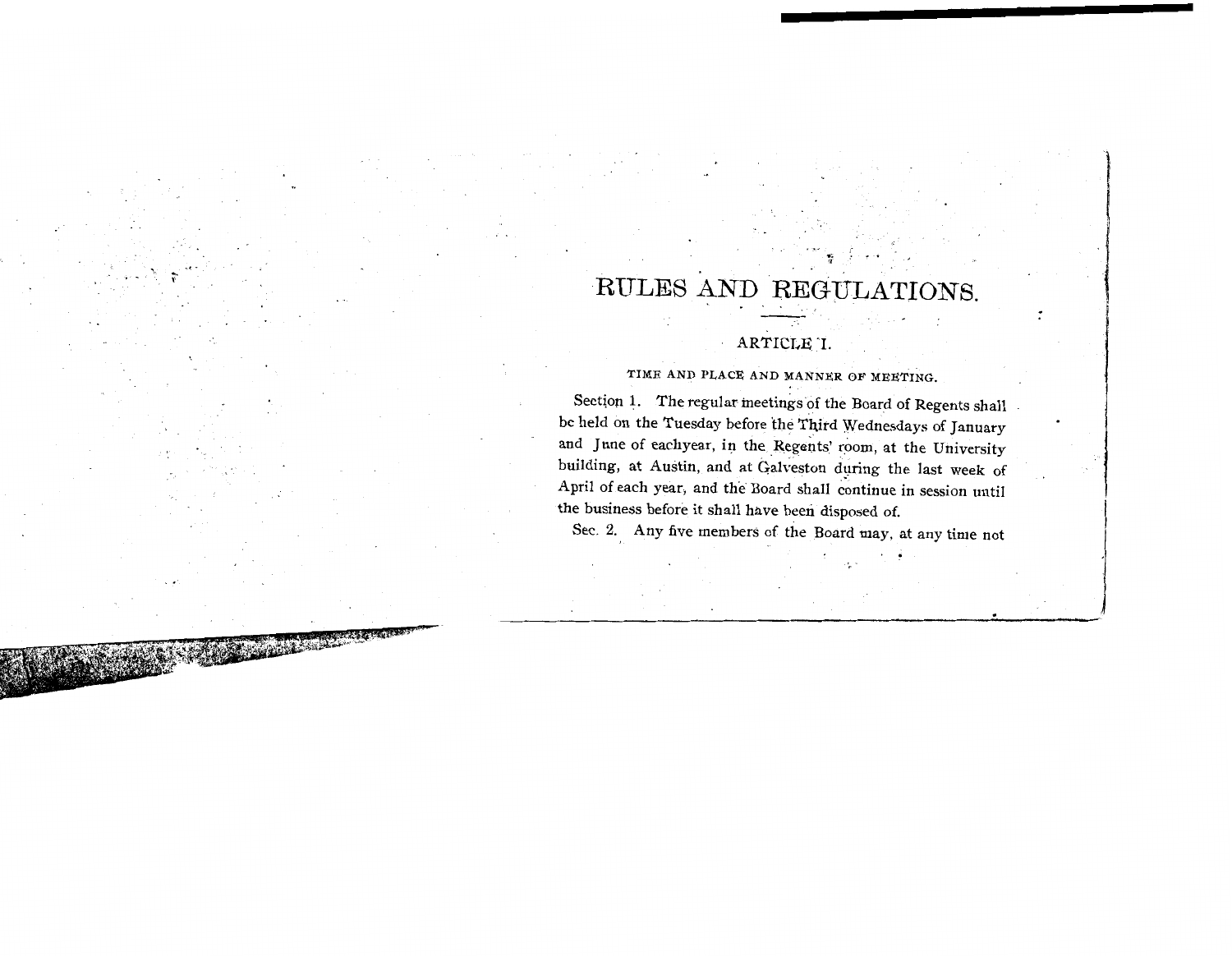# RULES AND REGULATIONS.

## ARTICLE I.

### TIME AND PLACE AND MANNER OF MEETING.

Section 1. The regular meetings of the Board of Regents shall be held on the Tuesday before the Third Wednesdays of January and June of eachyear, in the Regents' room, at the University building, at Austin, and at Galveston during the last week of April of each year, and the Board shall continue in session until the business before it shall have been disposed of.

Sec. 2. Any five members of the Board may, at any time not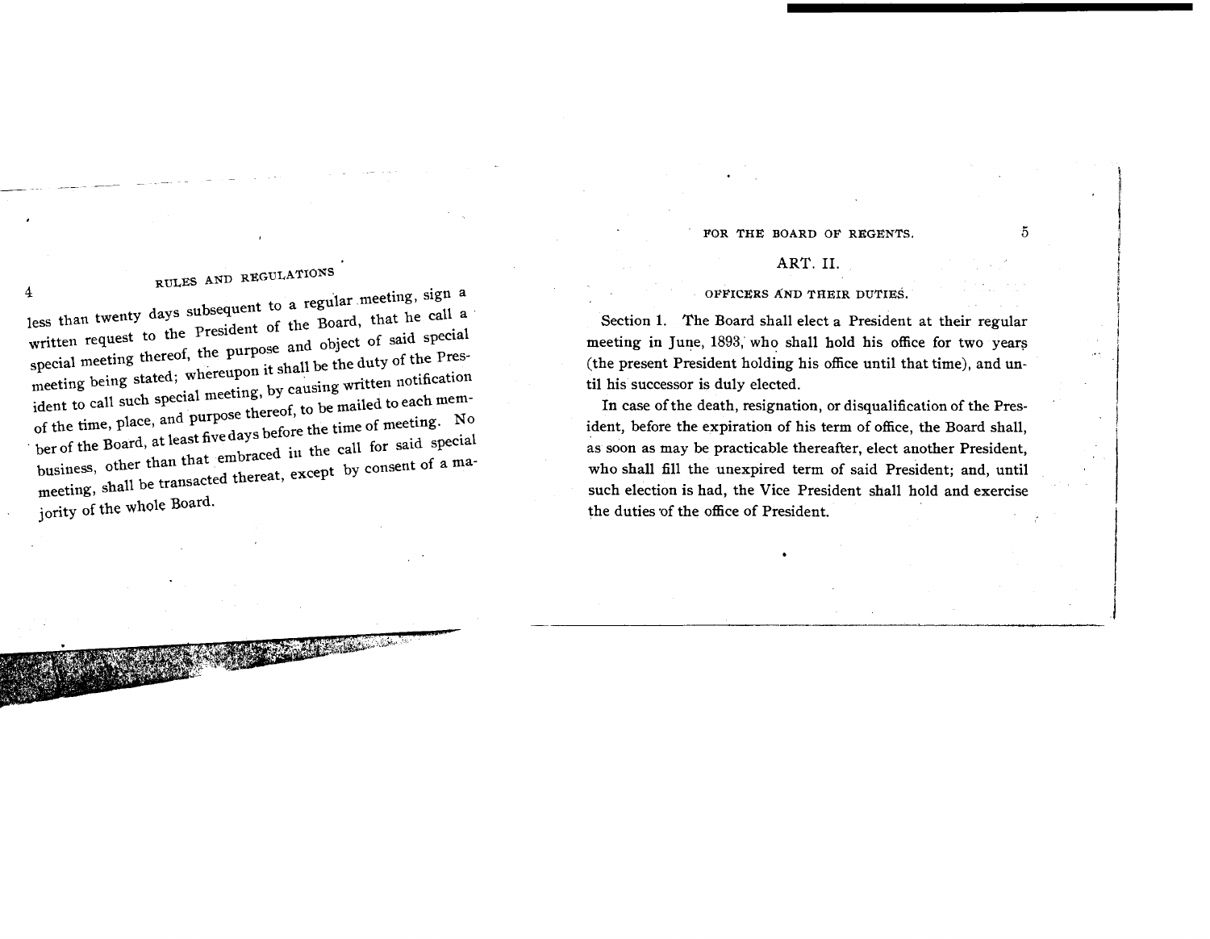less than twenty days subsequent to a regular meeting, sign a written request to the President of the Board, that he call a special meeting thereof, the purpose and object of said special meeting being stated; whereupon it shall be the duty of the President to call such special meeting, by causing written notification of the time, place, and purpose thereof, to be mailed to each member of the Board, at least five days before the time of meeting. No business, other than that embraced in the call for said special meeting, shall be transacted thereat, except by consent of a majority of the whole Board.

## ART. II.

### OFFICERS AND THEIR DUTIES.

Section 1. The Board shall elect a President at their regular meeting in June, 1893, who shall hold his office for two years (the present President holding his office until that time), and until his successor is duly elected.

In case of the death, resignation, or disqualification of the President, before the expiration of his term of office, the Board shall, as soon as may be practicable thereafter, elect another President, who shall fill the unexpired term of said President; and, until such election is had, the Vice President shall hold and exercise the duties of the office of President.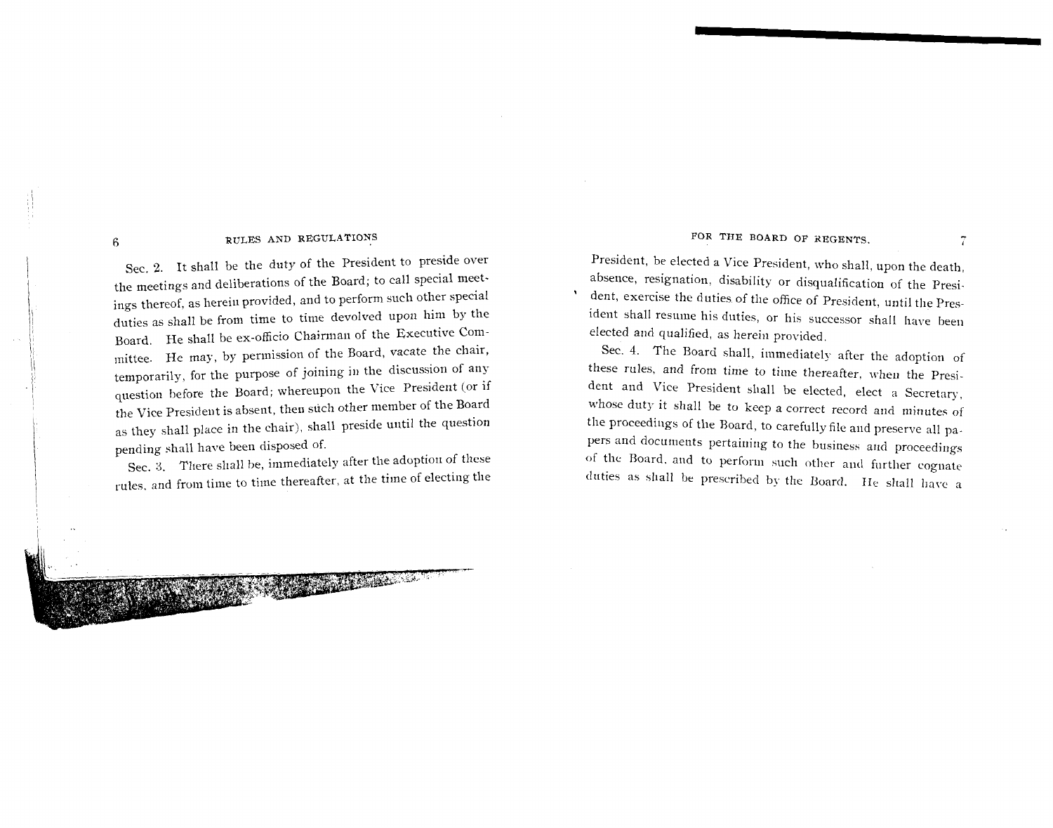Sec. 2. It shall be the duty of the President to preside over the meetings and deliberations of the Board; to call special meetings thereof, as herein provided, and to perform such other special duties as shall be from time to time devolved upon him by the Board. He shall be ex-officio Chairman of the Executive Committee. He may, by permission of the Board, vacate the chair, temporarily, for the purpose of joining in the discussion of any question before the Board; whereupon the Vice President (or if the Vice President is absent, then such other member of the Board as they shall place in the chair), shall preside until the question pending shall have been disposed of.

Sec. 3. There shall be, immediately after the adoption of these rules, and from time to time thereafter, at the time of electing the President, be elected a Vice President, who shall, upon the death, absence, resignation, disability or disqualification of the President, exercise the duties of the office of President, until the President shall resume his duties, or his successor shall have been elected and qualified, as herein provided.

Sec. 4. The Board shall, immediately after the adoption of these rules, and from time to time thereafter, when the President and Vice President shall be elected, elect a Secretary, whose duty it shall be to keep a correct record and minutes of the proceedings of the Board, to carefully file and preserve all papers and documents pertaining to the business and proceedings of the Board, and to perform such other and further cognate duties as shall be prescribed by the Board. He shall have a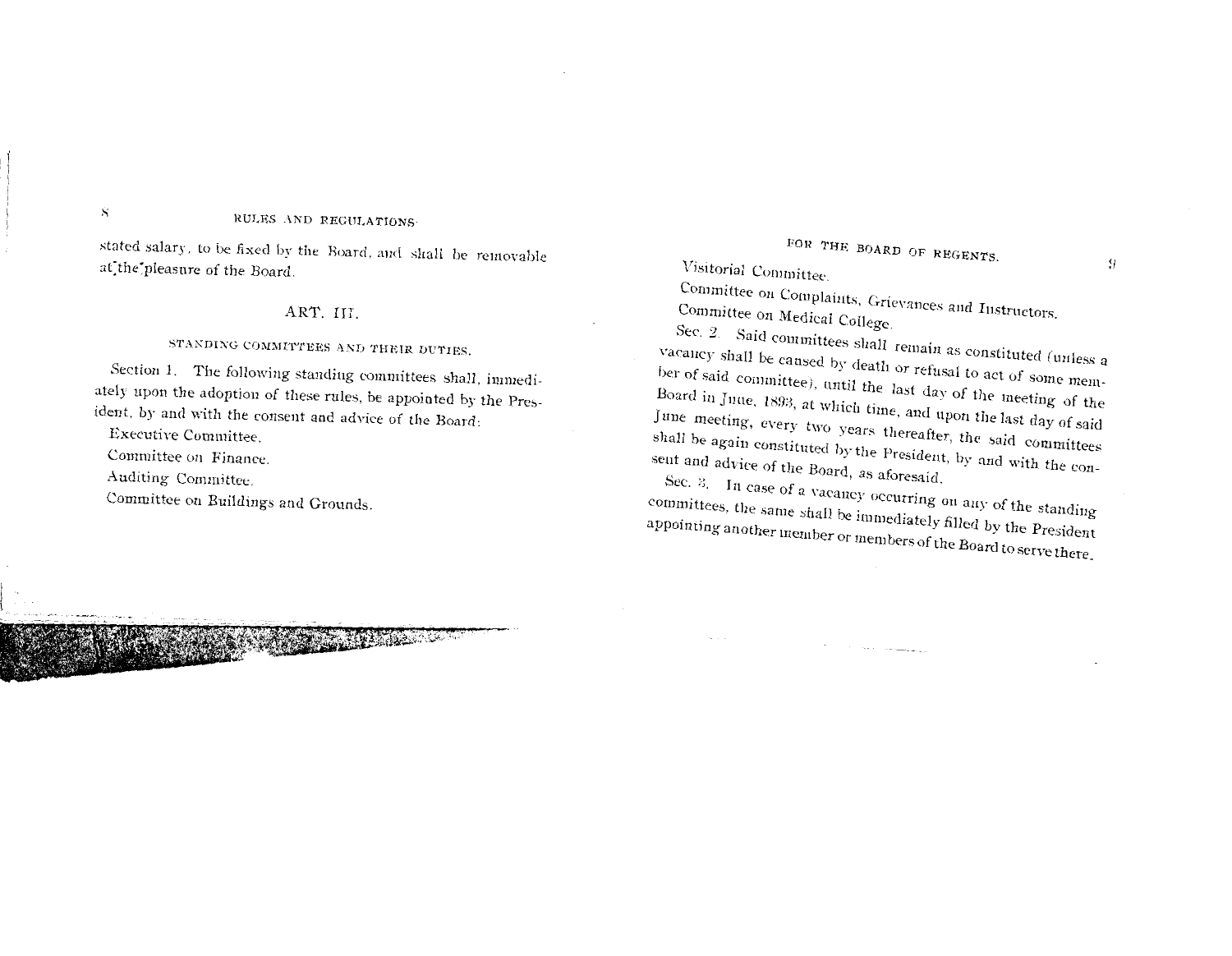stated salary, to be fixed by the Board, and shall be removable at the pleasure of the Board.

## ART. III.

### STANDING COMMITTEES AND THEIR DUTIES.

Section 1. The following standing committees shall, immediately upon the adoption of these rules, be appointed by the President, by and with the consent and advice of the Board:

Executive Committee.

Committee on Finance.

Auditing Committee.

Committee on Buildings and Grounds.

Visitorial Committee.

Committee on Complaints, Grievances and Instructors.

Committee on Medical College.

Sec. 2. Said committees shall remain as constituted (unless a vacancy shall be caused by death or refusal to act of some member of said committee), until the last day of the meeting of the Board in June, 1893, at which time, and upon the last day of said June meeting, every two years thereafter, the said committees shall be again constituted by the President, by and with the consent and advice of the Board, as aforesaid.

Sec. 3. In case of a vacancy occurring on any of the standing committees, the same shall be immediately filled by the President appointing another member or members of the Board to serve there.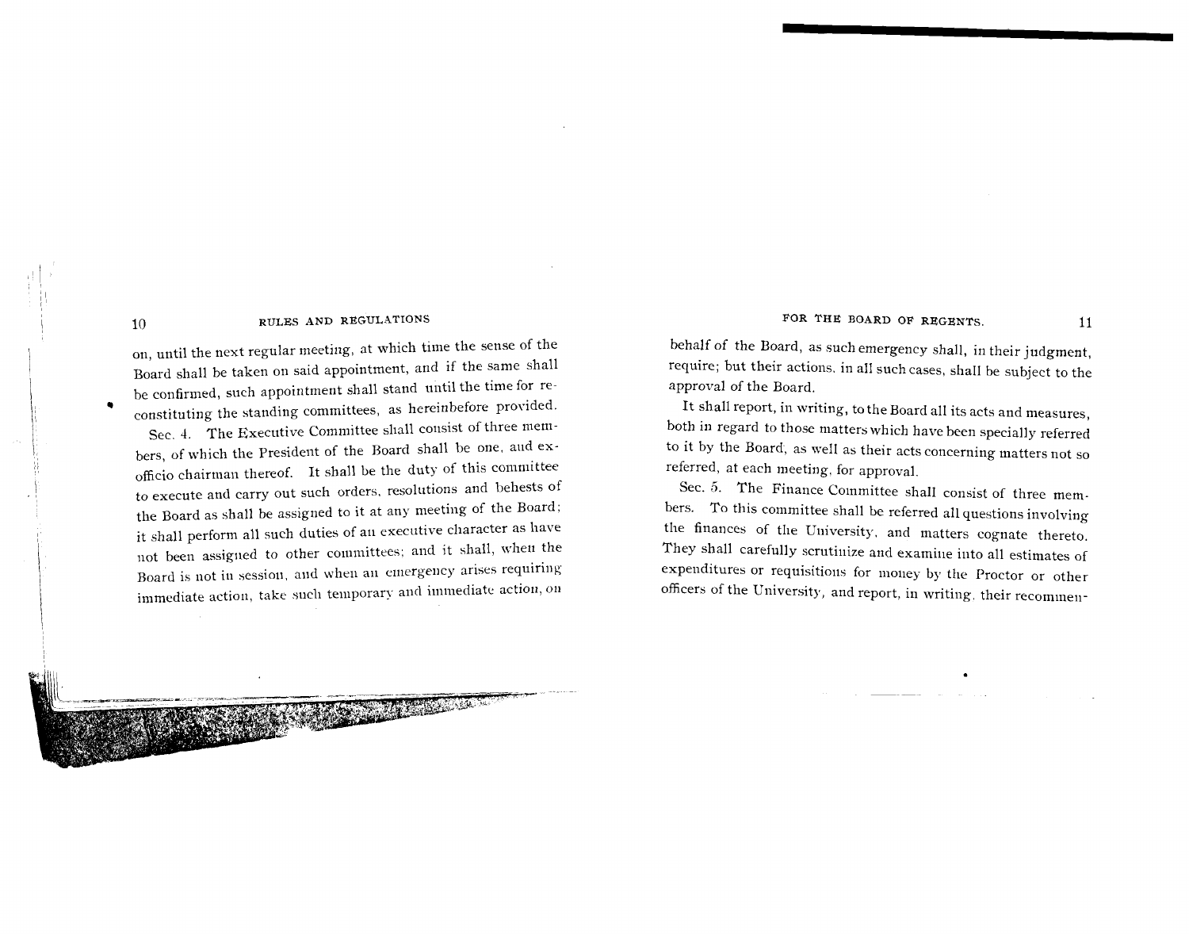on, until the next regular meeting, at which time the sense of the Board shall be taken on said appointment, and if the same shall be confirmed, such appointment shall stand until the time for reconstituting the standing committees, as hereinbefore provided.

Sec. 4. The Executive Committee shall consist of three members, of which the President of the Board shall be one, and ex-officio chairman thereof. It shall be the duty of this committee to execute and carry out such orders, resolutions and behests of the Board as shall be assigned to it at any meeting of the Board; it shall perform all such duties of an executive character as have not been assigned to other committees; and it shall, when the Board is not in session, and when an emergency arises requiring immediate action, take such temporary and immediate action, on behalf of the Board, as such emergency shall, in their judgment, require; but their actions, in all such cases, shall be subject to the approval of the Board.

It shall report, in writing, to the Board all its acts and measures, both in regard to those matters which have been specially referred to it by the Board, as well as their acts concerning matters not so referred, at each meeting, for approval.

Sec. 5. The Finance Committee shall consist of three members. To this committee shall be referred all questions involving the finances of the University, and matters cognate thereto. They shall carefully scrutinize and examine into all estimates of expenditures or requisitions for money by the Proctor or other officers of the University, and report, in writing, their recommen-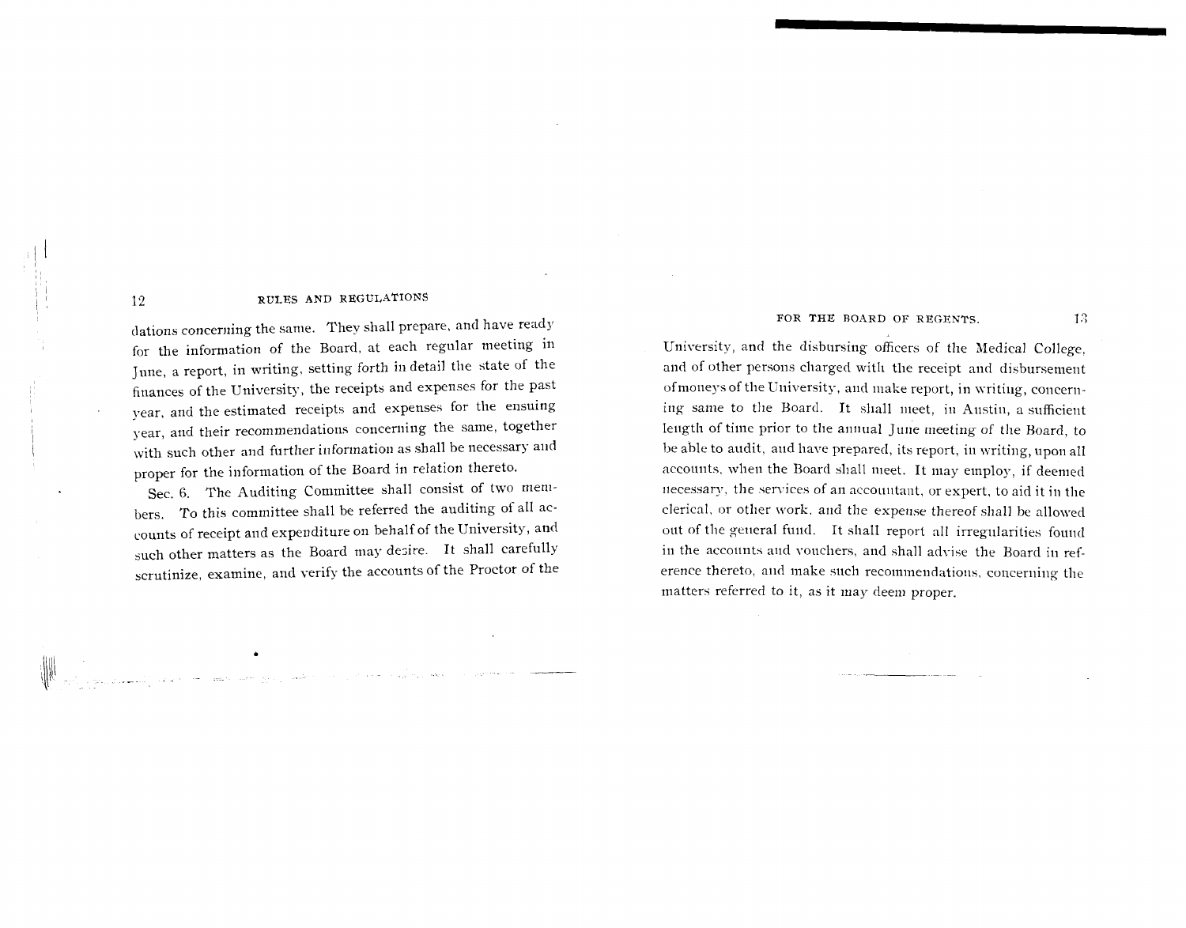dations concerning the same. They shall prepare, and have ready for the information of the Board, at each regular meeting in June, a report, in writing, setting forth in detail the state of the finances of the University, the receipts and expenses for the past year, and the estimated receipts and expenses for the ensuing year, and their recommendations concerning the same, together with such other and further information as shall be necessary and proper for the information of the Board in relation thereto.

Sec. 6. The Auditing Committee shall consist of two members. To this committee shall be referred the auditing of all accounts of receipt and expenditure on behalf of the University, and such other matters as the Board may desire. It shall carefully scrutinize, examine, and verify the accounts of the Proctor of the University, and the disbursing officers of the Medical College, and of other persons charged with the receipt and disbursement of moneys of the University, and make report, in writing, concerning same to the Board. It shall meet, in Austin, a sufficient length of time prior to the annual June meeting of the Board, to be able to audit, and have prepared, its report, in writing, upon all accounts, when the Board shall meet. It may employ, if deemed necessary, the services of an accountant, or expert, to aid it in the clerical, or other work, and the expense thereof shall be allowed out of the general fund. It shall report all irregularities found in the accounts and vouchers, and shall advise the Board in reference thereto, and make such recommendations, concerning the matters referred to it, as it may deem proper.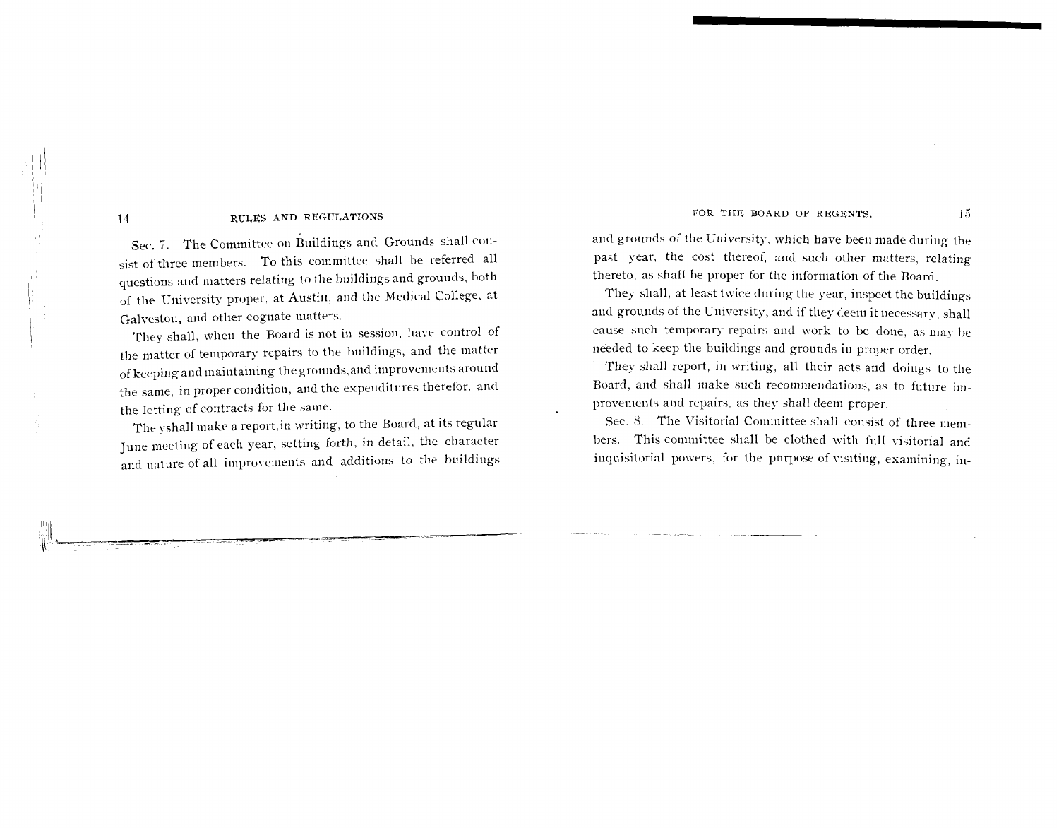Sec. 7. The Committee on Buildings and Grounds shall consist of three members. To this committee shall be referred all questions and matters relating to the buildings and grounds, both of the University proper, at Austin, and the Medical College, at Galveston, and other cognate matters.

They shall, when the Board is not in session, have control of the matter of temporary repairs to the buildings, and the matter of keeping and maintaining the grounds, and improvements around the same, in proper condition, and the expenditures therefor, and the letting of contracts for the same.

The yshall make a report, in writing, to the Board, at its regular June meeting of each year, setting forth, in detail, the character and nature of all improvements and additions to the buildings and grounds of the University, which have been made during the past year, the cost thereof, and such other matters, relating thereto, as shall be proper for the information of the Board.

They shall, at least twice during the year, inspect the buildings and grounds of the University, and if they deem it necessary, shall cause such temporary repairs and work to be done, as may be needed to keep the buildings and grounds in proper order.

They shall report, in writing, all their acts and doings to the Board, and shall make such recommendations, as to future improvements and repairs, as they shall deem proper.

Sec. 8. The Visitorial Committee shall consist of three members. This committee shall be clothed with full visitorial and inquisitorial powers, for the purpose of visiting, examining, in-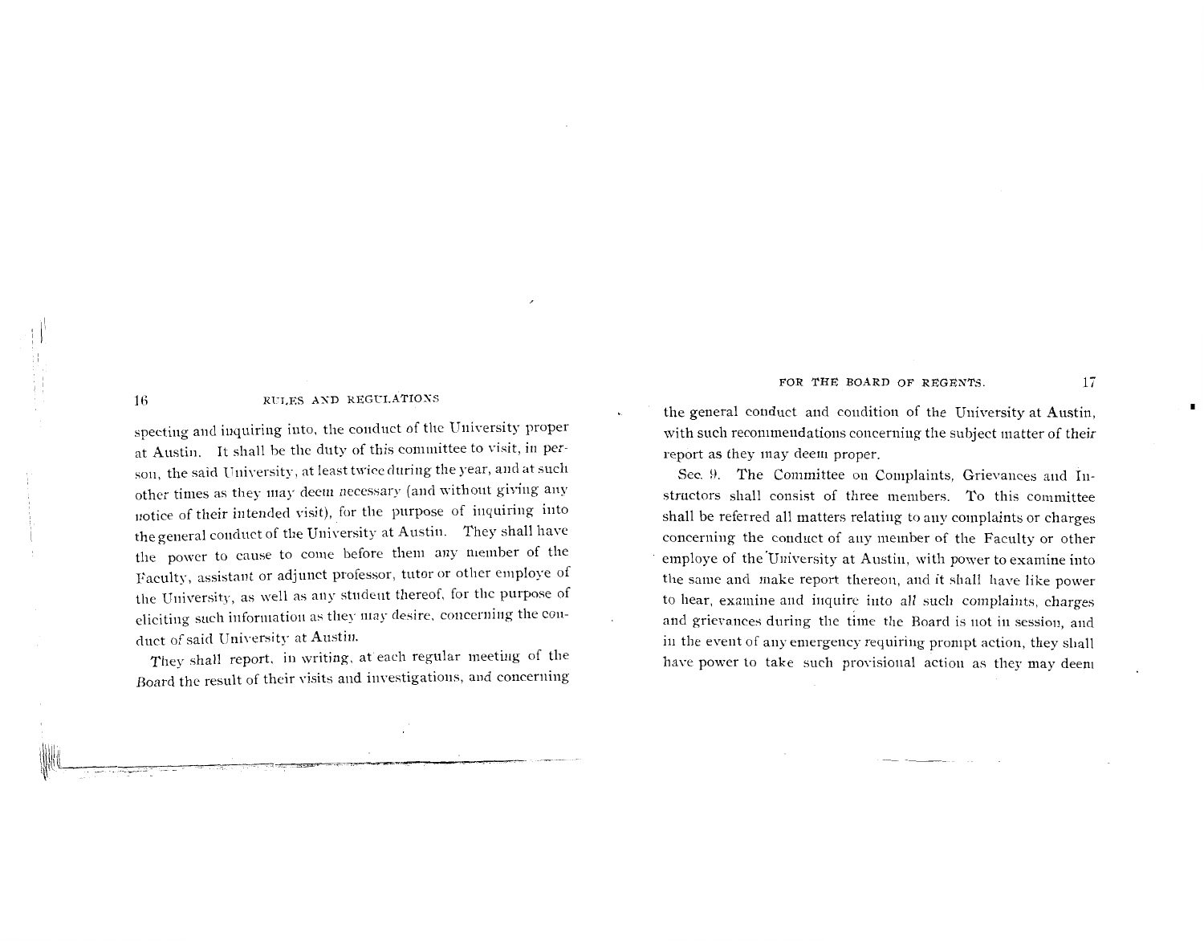specting and inquiring into, the conduct of the University proper at Austin. It shall be the duty of this committee to visit, in person, the said University, at least twice during the year, and at such other times as they may deem necessary (and without giving any notice of their intended visit), for the purpose of inquiring into the general conduct of the University at Austin. They shall have the power to cause to come before them any member of the Faculty, assistant or adjunct professor, tutor or other employe of the University, as well as any student thereof, for the purpose of eliciting such information as they may desire, concerning the conduct of said University at Austin.

They shall report, in writing, at each regular meeting of the Board the result of their visits and investigations, and concerning the general conduct and condition of the University at Austin, with such recommendations concerning the subject matter of their report as they may deem proper.

Sec. 9. The Committee on Complaints, Grievances and Instructors shall consist of three members. To this committee shall be referred all matters relating to any complaints or charges concerning the conduct of any member of the Faculty or other employe of the University at Austin, with power to examine into the same and make report thereon, and it shall have like power to hear, examine and inquire into *all* such complaints, charges and grievances during the time the Board is not in session, and in the event of any emergency requiring prompt action, they shall have power to take such provisional action as they may deem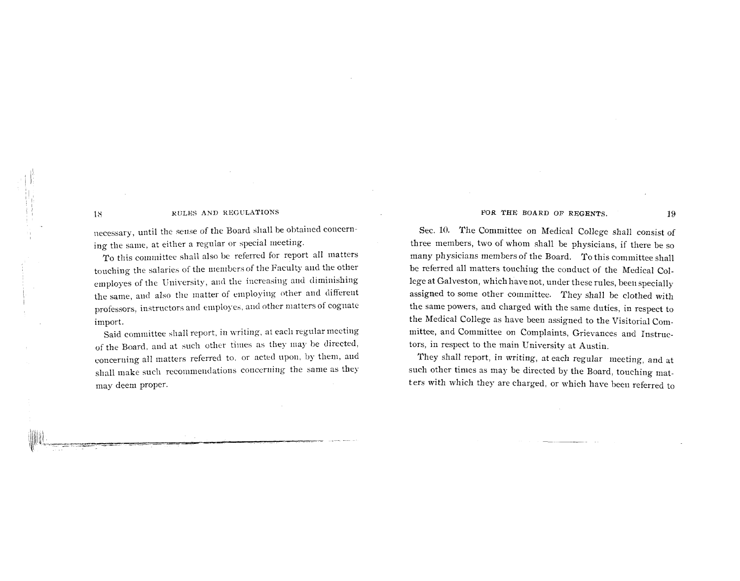necessary, until the sense of the Board shall be obtained concerning the same, at either a regular or special meeting.

To this committee shall also be referred for report all matters touching the salaries of the members of the Faculty and the other employes of the University, and the increasing and diminishing the same, and also the matter of employing other and different professors, instructors and employes, and other matters of cognate import.

Said committee shall report, in writing, at each regular meeting of the Board, and at such other times as they may be directed, concerning all matters referred to, or acted upon, by them, and shall make such recommendations concerning the same as they may deem proper.

Sec. 10. The Committee on Medical College shall consist of three members, two of whom shall be physicians, if there be so many physicians members of the Board. To this committee shall be referred all matters touching the conduct of the Medical College at Galveston, which have not, under these rules, been specially assigned to some other committee. They shall be clothed with the same powers, and charged with the same duties, in respect to the Medical College as have been assigned to the Visitorial Committee, and Committee on Complaints, Grievances and Instructors, in respect to the main University at Austin.

They shall report, in writing, at each regular meeting, and at such other times as may be directed by the Board, touching matters with which they are charged, or which have been referred to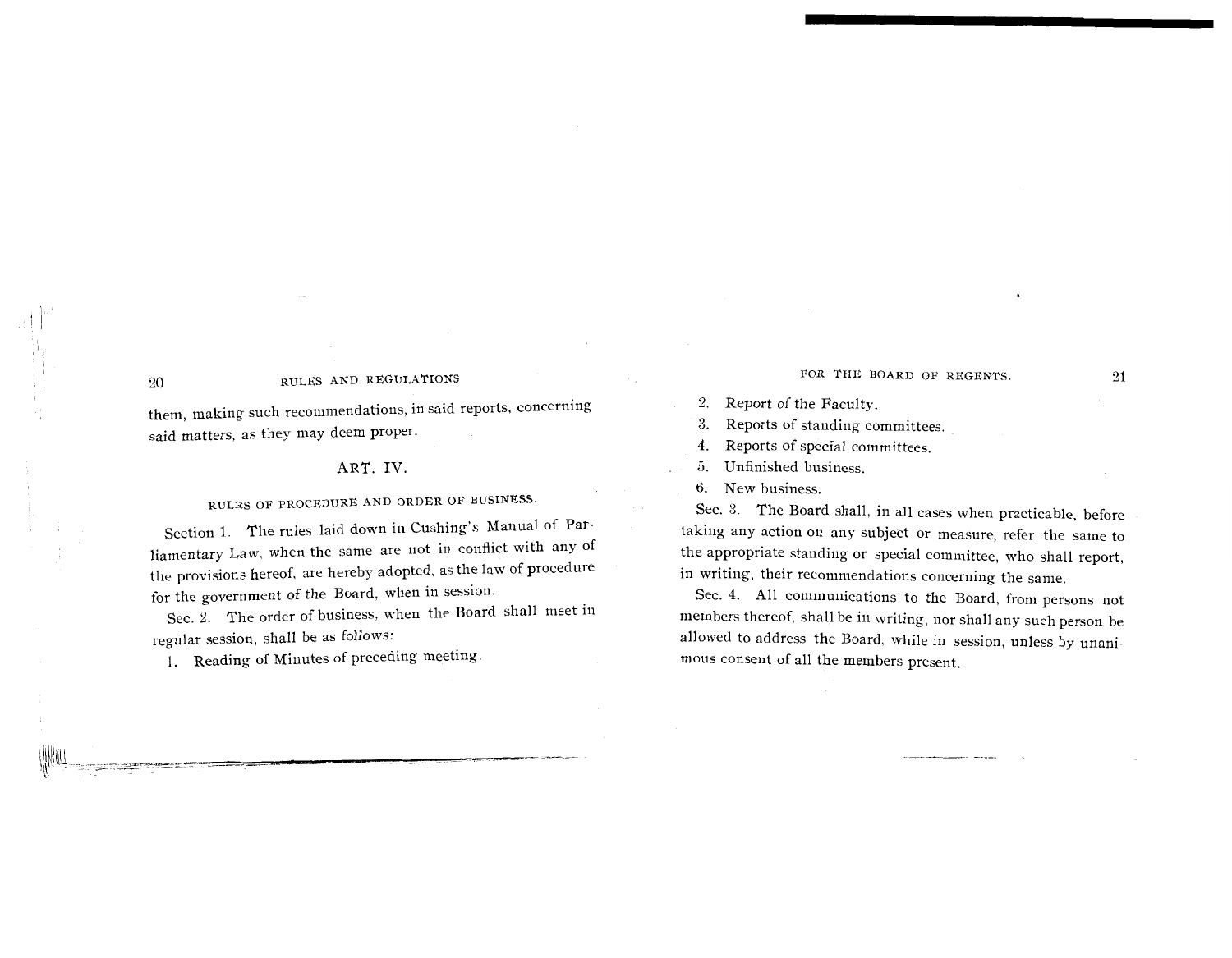them, making such recommendations, in said reports, concerning said matters, as they may deem proper.

## ART. IV.

### RULES OF PROCEDURE AND ORDER OF BUSINESS.

Section 1. The rules laid down in Cushing's Manual of Parliamentary Law, when the same are not in conflict with any of the provisions hereof, are hereby adopted, as the law of procedure for the government of the Board, when in session.

Sec. 2. The order of business, when the Board shall meet in regular session, shall be as follows:

1. Reading of Minutes of preceding meeting.
2. Report of the Faculty.
3. Reports of standing committees.
4. Reports of special committees.
5. Unfinished business.
6. New business.

Sec. 3. The Board shall, in all cases when practicable, before taking any action on any subject or measure, refer the same to the appropriate standing or special committee, who shall report, in writing, their recommendations concerning the same.

Sec. 4. All communications to the Board, from persons not members thereof, shall be in writing, nor shall any such person be allowed to address the Board, while in session, unless by unanimous consent of all the members present.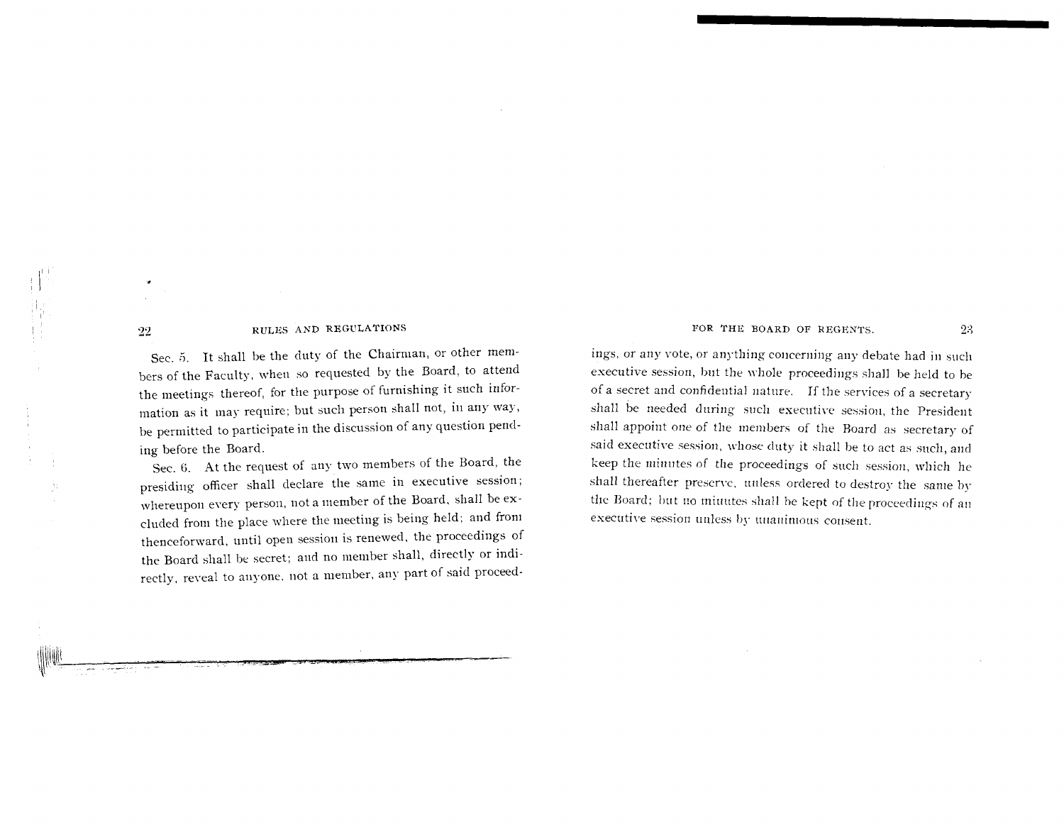Sec. 5. It shall be the duty of the Chairman, or other members of the Faculty, when so requested by the Board, to attend the meetings thereof, for the purpose of furnishing it such information as it may require; but such person shall not, in any way, be permitted to participate in the discussion of any question pending before the Board.

Sec. 6. At the request of any two members of the Board, the presiding officer shall declare the same in executive session; whereupon every person, not a member of the Board, shall be excluded from the place where the meeting is being held; and from thenceforward, until open session is renewed, the proceedings of the Board shall be secret; and no member shall, directly or indirectly, reveal to anyone, not a member, any part of said proceedings, or any vote, or anything concerning any debate had in such executive session, but the whole proceedings shall be held to be of a secret and confidential nature. If the services of a secretary shall be needed during such executive session, the President shall appoint one of the members of the Board as secretary of said executive session, whose duty it shall be to act as such, and keep the minutes of the proceedings of such session, which he shall thereafter preserve, unless ordered to destroy the same by the Board; but no minutes shall be kept of the proceedings of an executive session unless by unanimous consent.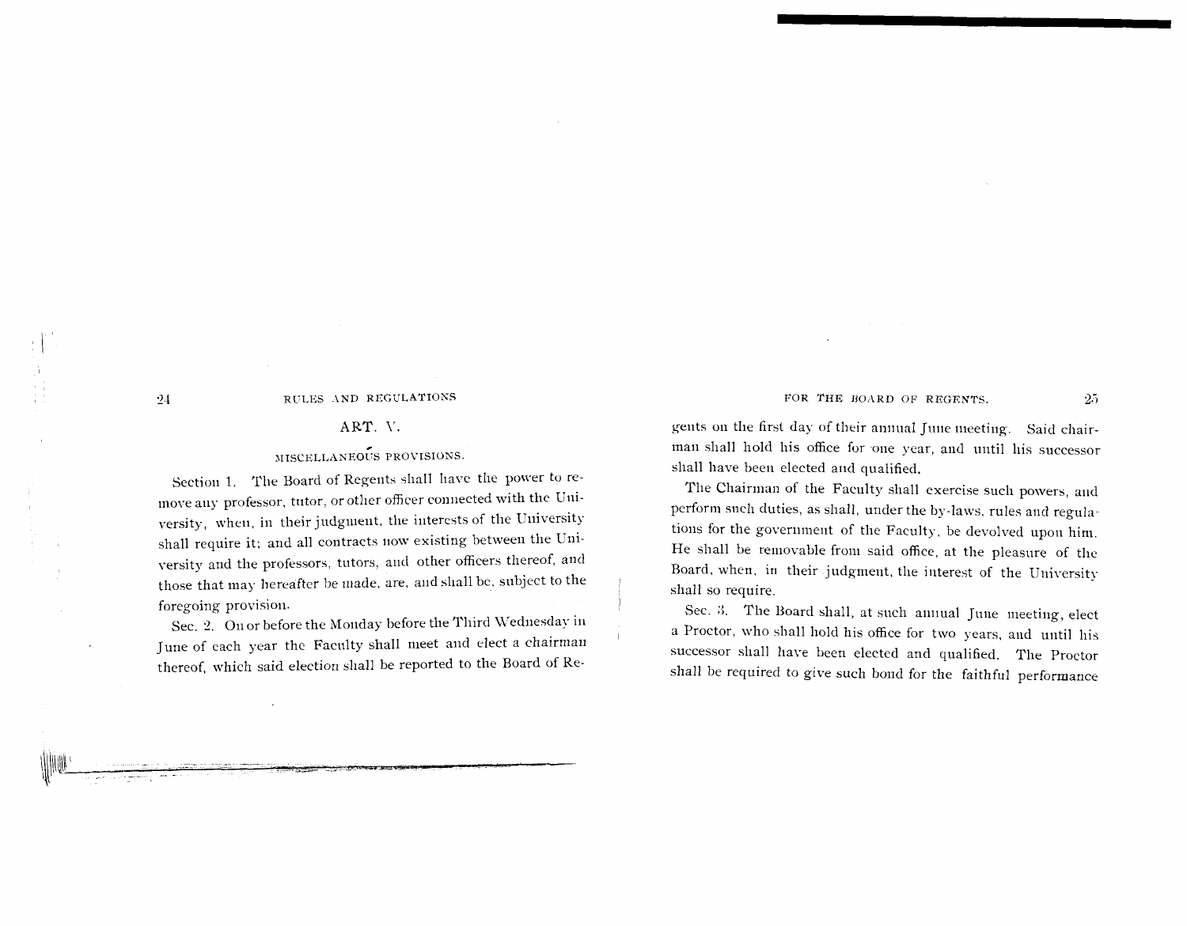## ART. V.

### MISCELLANEOUS PROVISIONS.

Section 1. The Board of Regents shall have the power to remove any professor, tutor, or other officer connected with the University, when, in their judgment, the interests of the University shall require it; and all contracts now existing between the University and the professors, tutors, and other officers thereof, and those that may hereafter be made, are, and shall be, subject to the foregoing provision.

Sec. 2. On or before the Monday before the Third Wednesday in June of each year the Faculty shall meet and elect a chairman thereof, which said election shall be reported to the Board of Regents on the first day of their annual June meeting. Said chairman shall hold his office for one year, and until his successor shall have been elected and qualified.

The Chairman of the Faculty shall exercise such powers, and perform such duties, as shall, under the by-laws, rules and regulations for the government of the Faculty, be devolved upon him. He shall be removable from said office, at the pleasure of the Board, when, in their judgment, the interest of the University shall so require.

Sec. 3. The Board shall, at such annual June meeting, elect a Proctor, who shall hold his office for two years, and until his successor shall have been elected and qualified. The Proctor shall be required to give such bond for the faithful performance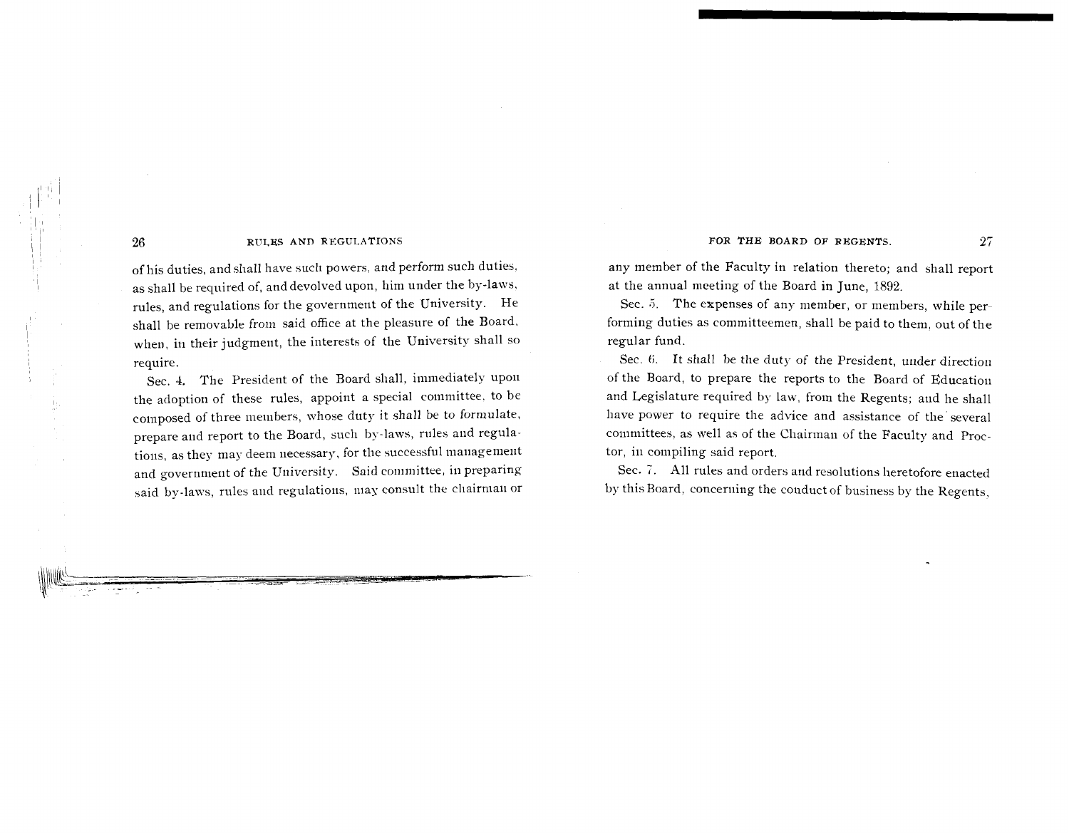of his duties, and shall have such powers, and perform such duties, as shall be required of, and devolved upon, him under the by-laws, rules, and regulations for the government of the University. He shall be removable from said office at the pleasure of the Board, when, in their judgment, the interests of the University shall so require.

Sec. 4. The President of the Board shall, immediately upon the adoption of these rules, appoint a special committee, to be composed of three members, whose duty it shall be to formulate, prepare and report to the Board, such by-laws, rules and regulations, as they may deem necessary, for the successful management and government of the University. Said committee, in preparing said by-laws, rules and regulations, may consult the chairman or any member of the Faculty in relation thereto; and shall report at the annual meeting of the Board in June, 1892.

Sec. 5. The expenses of any member, or members, while performing duties as committeemen, shall be paid to them, out of the regular fund.

Sec. 6. It shall be the duty of the President, under direction of the Board, to prepare the reports to the Board of Education and Legislature required by law, from the Regents; and he shall have power to require the advice and assistance of the several committees, as well as of the Chairman of the Faculty and Proctor, in compiling said report.

Sec. 7. All rules and orders and resolutions heretofore enacted by this Board, concerning the conduct of business by the Regents,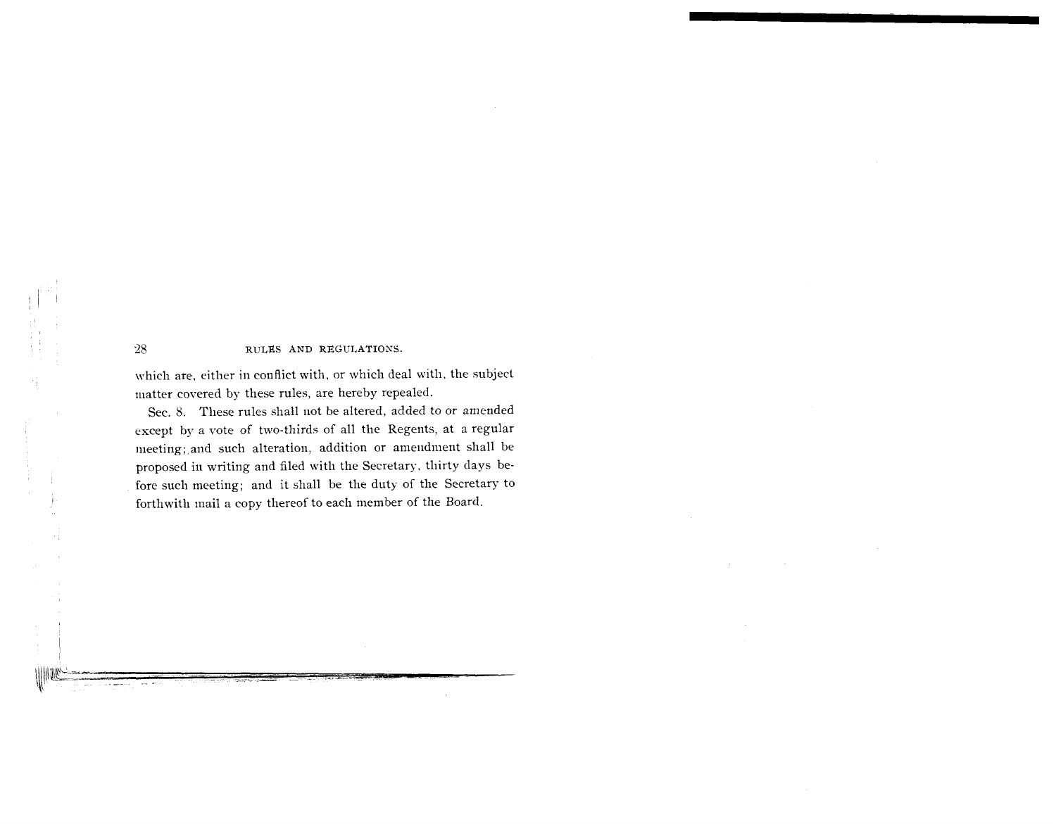which are, either in conflict with, or which deal with, the subject matter covered by these rules, are hereby repealed.

Sec. 8. These rules shall not be altered, added to or amended except by a vote of two-thirds of all the Regents, at a regular meeting; and such alteration, addition or amendment shall be proposed in writing and filed with the Secretary, thirty days before such meeting; and it shall be the duty of the Secretary to forthwith mail a copy thereof to each member of the Board.